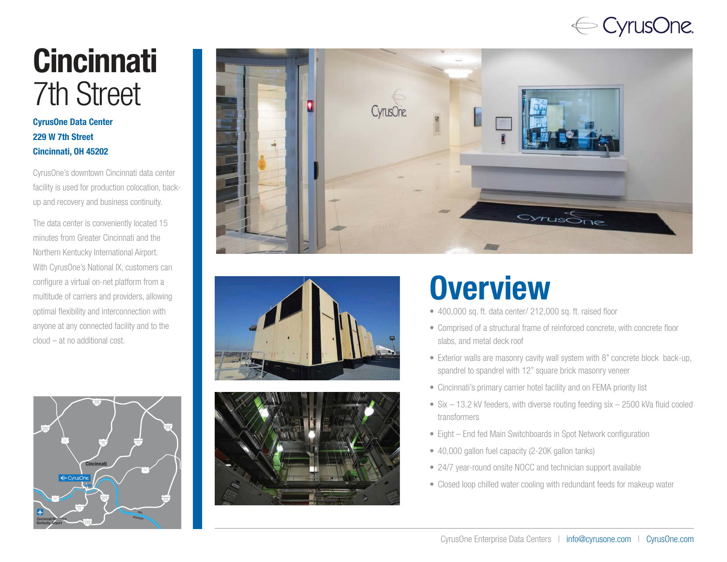# Cincinnati 7th Street

**CyrusOne Data Center**
**229 W 7th Street**
**Cincinnati, OH 45202**

CyrusOne's downtown Cincinnati data center facility is used for production colocation, back-up and recovery and business continuity.

The data center is conveniently located 15 minutes from Greater Cincinnati and the Northern Kentucky International Airport. With CyrusOne's National IX, customers can configure a virtual on-net platform from a multitude of carriers and providers, allowing optimal flexibility and interconnection with anyone at any connected facility and to the cloud – at no additional cost.

## Overview

- 400,000 sq. ft. data center/ 212,000 sq. ft. raised floor
- Comprised of a structural frame of reinforced concrete, with concrete floor slabs, and metal deck roof
- Exterior walls are masonry cavity wall system with 8" concrete block back-up, spandrel to spandrel with 12" square brick masonry veneer
- Cincinnati's primary carrier hotel facility and on FEMA priority list
- Six – 13.2 kV feeders, with diverse routing feeding six – 2500 kVa fluid cooled transformers
- Eight – End fed Main Switchboards in Spot Network configuration
- 40,000 gallon fuel capacity (2-20K gallon tanks)
- 24/7 year-round onsite NOCC and technician support available
- Closed loop chilled water cooling with redundant feeds for makeup water

CyrusOne Enterprise Data Centers | info@cyrusone.com | CyrusOne.com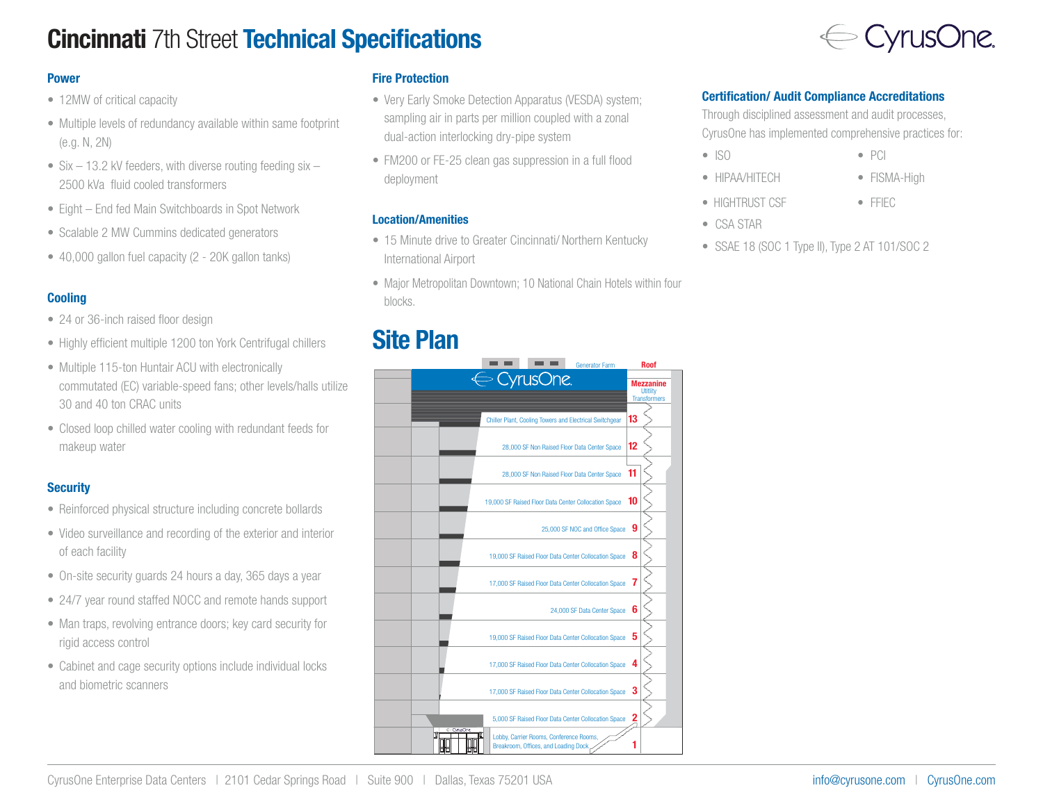# Cincinnati 7th Street Technical Specifications

CyrusOne.

## Power

- 12MW of critical capacity
- Multiple levels of redundancy available within same footprint (e.g. N, 2N)
- Six – 13.2 kV feeders, with diverse routing feeding six – 2500 kVa fluid cooled transformers
- Eight – End fed Main Switchboards in Spot Network
- Scalable 2 MW Cummins dedicated generators
- 40,000 gallon fuel capacity (2 - 20K gallon tanks)

## Cooling

- 24 or 36-inch raised floor design
- Highly efficient multiple 1200 ton York Centrifugal chillers
- Multiple 115-ton Huntair ACU with electronically commutated (EC) variable-speed fans; other levels/halls utilize 30 and 40 ton CRAC units
- Closed loop chilled water cooling with redundant feeds for makeup water

## Security

- Reinforced physical structure including concrete bollards
- Video surveillance and recording of the exterior and interior of each facility
- On-site security guards 24 hours a day, 365 days a year
- 24/7 year round staffed NOCC and remote hands support
- Man traps, revolving entrance doors; key card security for rigid access control
- Cabinet and cage security options include individual locks and biometric scanners

## Fire Protection

- Very Early Smoke Detection Apparatus (VESDA) system; sampling air in parts per million coupled with a zonal dual-action interlocking dry-pipe system
- FM200 or FE-25 clean gas suppression in a full flood deployment

## Location/Amenities

- 15 Minute drive to Greater Cincinnati/ Northern Kentucky International Airport
- Major Metropolitan Downtown; 10 National Chain Hotels within four blocks.

## Site Plan

Generator Farm
Roof
CyrusOne.
Mezzanine
Utility Transformers
13 Chiller Plant, Cooling Towers and Electrical Switchgear
12 28,000 SF Non Raised Floor Data Center Space
11 28,000 SF Non Raised Floor Data Center Space
10 19,000 SF Raised Floor Data Center Collocation Space
9 25,000 SF NOC and Office Space
8 19,000 SF Raised Floor Data Center Collocation Space
7 17,000 SF Raised Floor Data Center Collocation Space
6 24,000 SF Data Center Space
5 19,000 SF Raised Floor Data Center Collocation Space
4 17,000 SF Raised Floor Data Center Collocation Space
3 17,000 SF Raised Floor Data Center Collocation Space
2 5,000 SF Raised Floor Data Center Collocation Space
1 Lobby, Carrier Rooms, Conference Rooms, Breakroom, Offices, and Loading Dock

## Certification/ Audit Compliance Accreditations

Through disciplined assessment and audit processes, CyrusOne has implemented comprehensive practices for:

- ISO
- PCI
- HIPAA/HITECH
- FISMA-High
- HIGHTRUST CSF
- FFIEC
- CSA STAR
- SSAE 18 (SOC 1 Type II), Type 2 AT 101/SOC 2

CyrusOne Enterprise Data Centers | 2101 Cedar Springs Road | Suite 900 | Dallas, Texas 75201 USA    info@cyrusone.com | CyrusOne.com